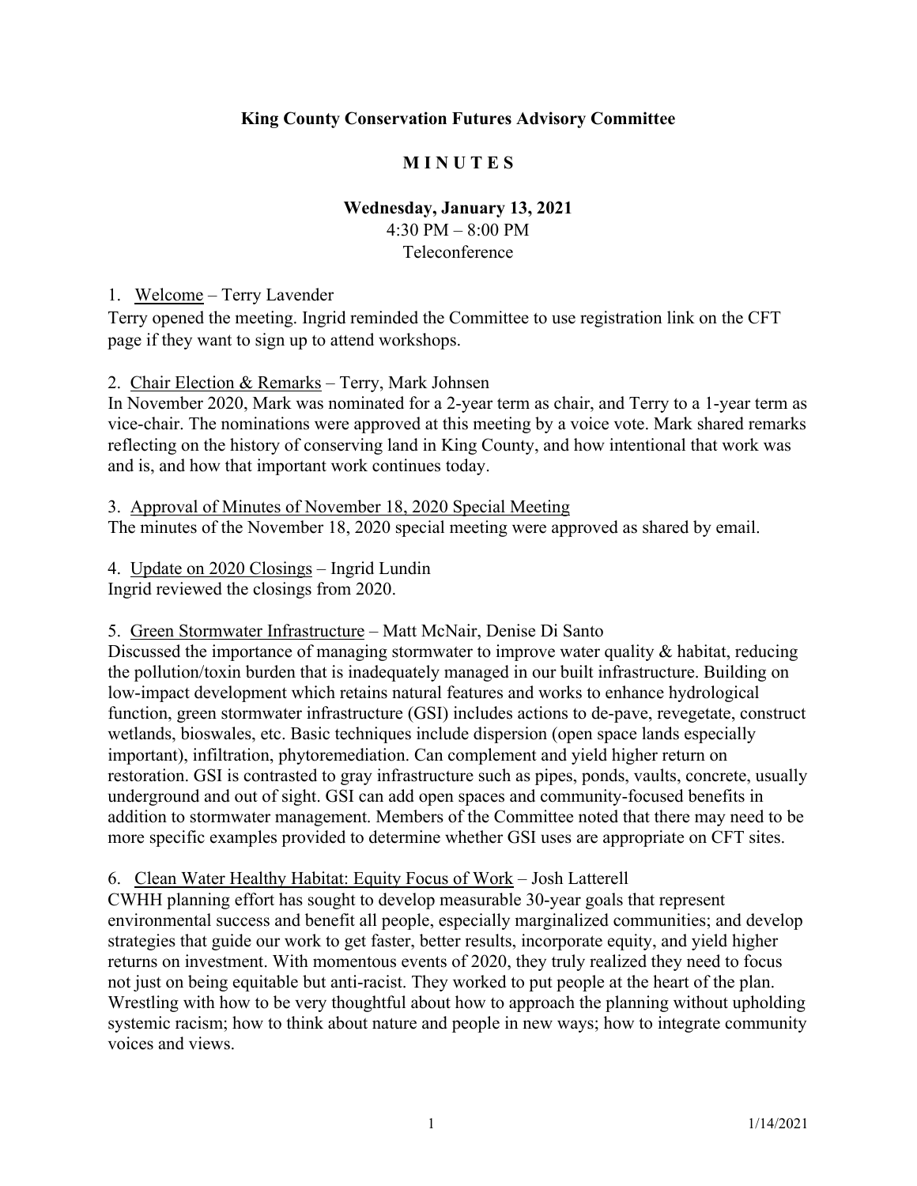**King County Conservation Futures Advisory Committee**

**M I N U T E S**

**Wednesday, January 13, 2021**
4:30 PM – 8:00 PM
Teleconference

1. Welcome – Terry Lavender

Terry opened the meeting. Ingrid reminded the Committee to use registration link on the CFT page if they want to sign up to attend workshops.

2. Chair Election & Remarks – Terry, Mark Johnsen

In November 2020, Mark was nominated for a 2-year term as chair, and Terry to a 1-year term as vice-chair. The nominations were approved at this meeting by a voice vote. Mark shared remarks reflecting on the history of conserving land in King County, and how intentional that work was and is, and how that important work continues today.

3. Approval of Minutes of November 18, 2020 Special Meeting

The minutes of the November 18, 2020 special meeting were approved as shared by email.

4. Update on 2020 Closings – Ingrid Lundin

Ingrid reviewed the closings from 2020.

5. Green Stormwater Infrastructure – Matt McNair, Denise Di Santo

Discussed the importance of managing stormwater to improve water quality & habitat, reducing the pollution/toxin burden that is inadequately managed in our built infrastructure. Building on low-impact development which retains natural features and works to enhance hydrological function, green stormwater infrastructure (GSI) includes actions to de-pave, revegetate, construct wetlands, bioswales, etc. Basic techniques include dispersion (open space lands especially important), infiltration, phytoremediation. Can complement and yield higher return on restoration. GSI is contrasted to gray infrastructure such as pipes, ponds, vaults, concrete, usually underground and out of sight. GSI can add open spaces and community-focused benefits in addition to stormwater management. Members of the Committee noted that there may need to be more specific examples provided to determine whether GSI uses are appropriate on CFT sites.

6. Clean Water Healthy Habitat: Equity Focus of Work – Josh Latterell

CWHH planning effort has sought to develop measurable 30-year goals that represent environmental success and benefit all people, especially marginalized communities; and develop strategies that guide our work to get faster, better results, incorporate equity, and yield higher returns on investment. With momentous events of 2020, they truly realized they need to focus not just on being equitable but anti-racist. They worked to put people at the heart of the plan. Wrestling with how to be very thoughtful about how to approach the planning without upholding systemic racism; how to think about nature and people in new ways; how to integrate community voices and views.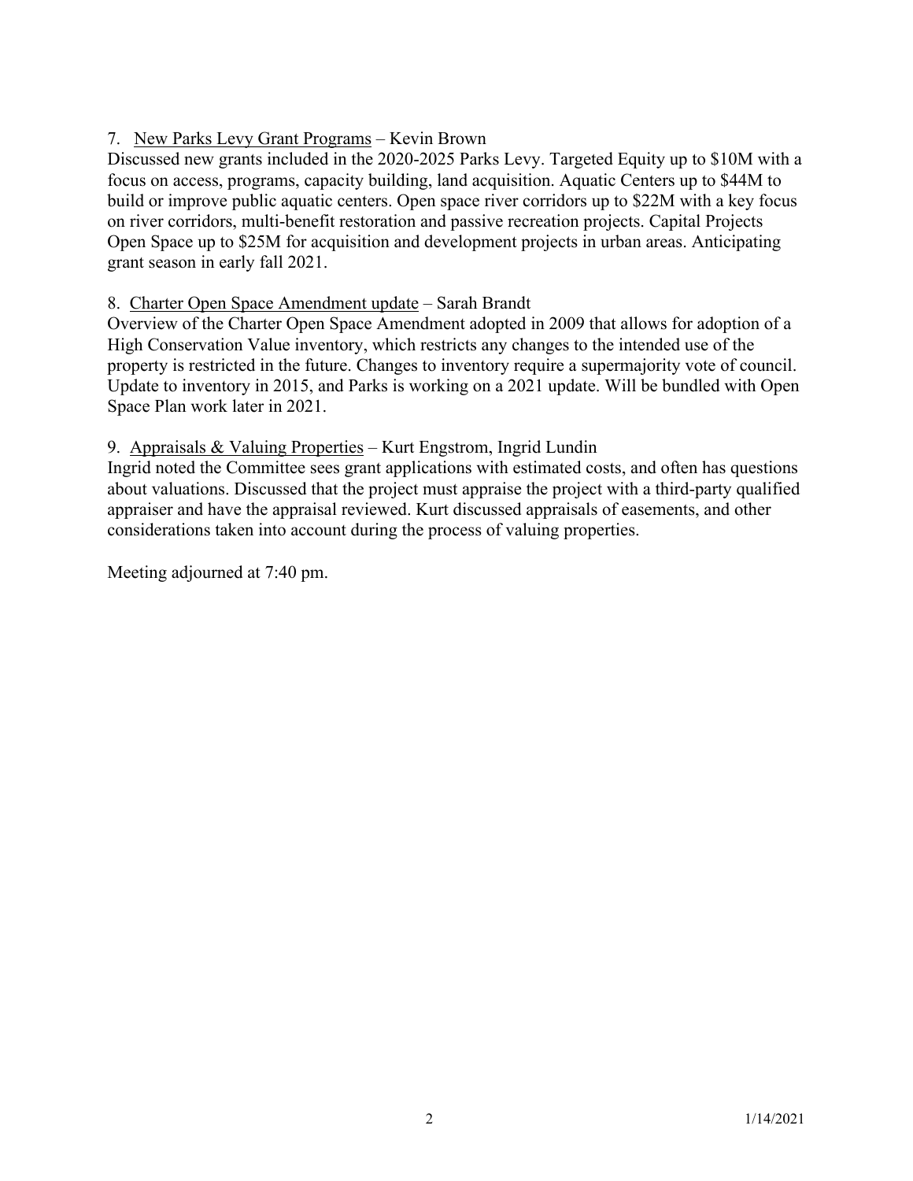7. <u>New Parks Levy Grant Programs</u> – Kevin Brown

Discussed new grants included in the 2020-2025 Parks Levy. Targeted Equity up to $10M with a focus on access, programs, capacity building, land acquisition. Aquatic Centers up to $44M to build or improve public aquatic centers. Open space river corridors up to $22M with a key focus on river corridors, multi-benefit restoration and passive recreation projects. Capital Projects Open Space up to $25M for acquisition and development projects in urban areas. Anticipating grant season in early fall 2021.

8. <u>Charter Open Space Amendment update</u> – Sarah Brandt

Overview of the Charter Open Space Amendment adopted in 2009 that allows for adoption of a High Conservation Value inventory, which restricts any changes to the intended use of the property is restricted in the future. Changes to inventory require a supermajority vote of council. Update to inventory in 2015, and Parks is working on a 2021 update. Will be bundled with Open Space Plan work later in 2021.

9. <u>Appraisals & Valuing Properties</u> – Kurt Engstrom, Ingrid Lundin

Ingrid noted the Committee sees grant applications with estimated costs, and often has questions about valuations. Discussed that the project must appraise the project with a third-party qualified appraiser and have the appraisal reviewed. Kurt discussed appraisals of easements, and other considerations taken into account during the process of valuing properties.

Meeting adjourned at 7:40 pm.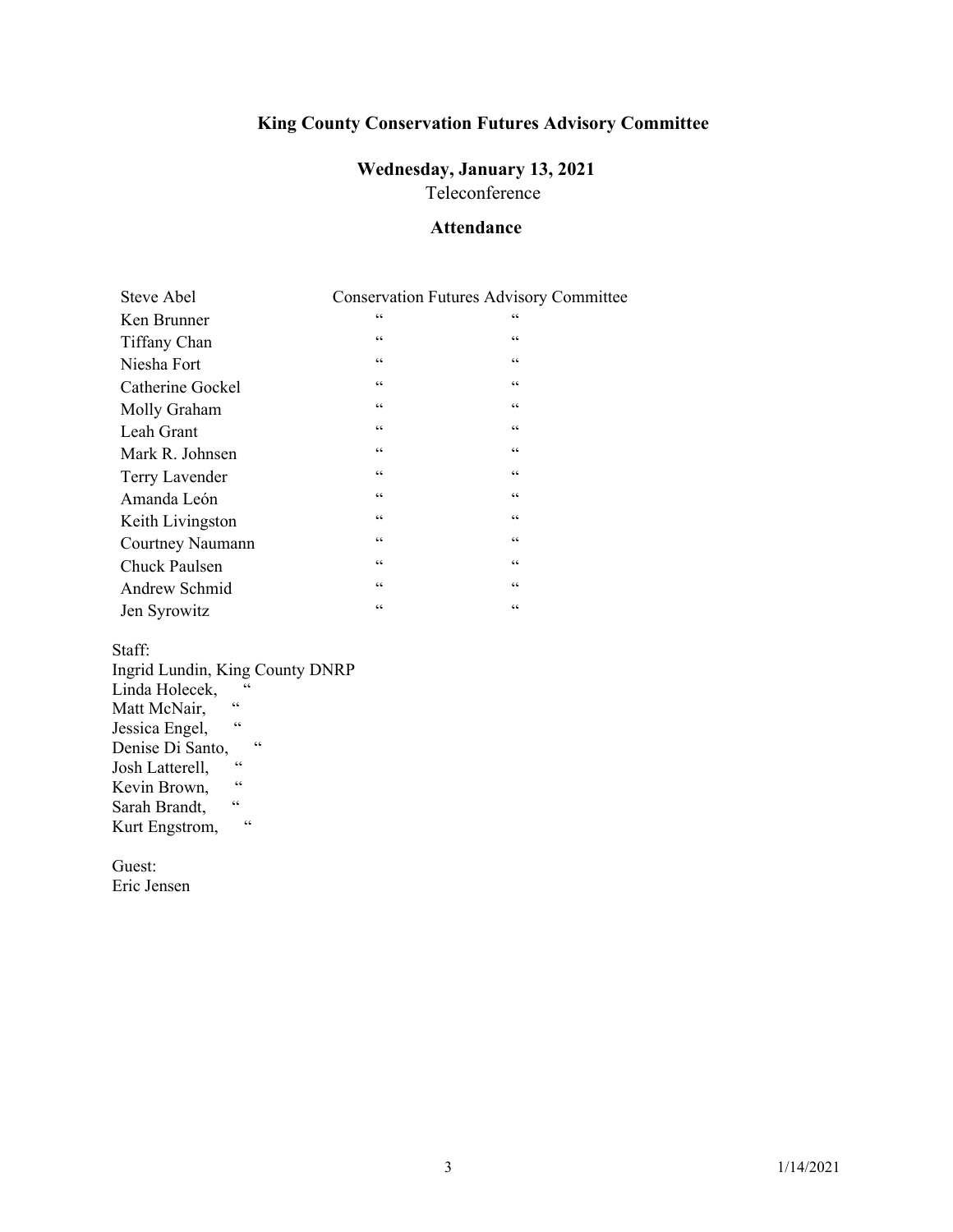## King County Conservation Futures Advisory Committee

**Wednesday, January 13, 2021**

Teleconference

**Attendance**

| | | |
|---|---|---|
| Steve Abel | Conservation Futures | Advisory Committee |
| Ken Brunner | " | " |
| Tiffany Chan | " | " |
| Niesha Fort | " | " |
| Catherine Gockel | " | " |
| Molly Graham | " | " |
| Leah Grant | " | " |
| Mark R. Johnsen | " | " |
| Terry Lavender | " | " |
| Amanda León | " | " |
| Keith Livingston | " | " |
| Courtney Naumann | " | " |
| Chuck Paulsen | " | " |
| Andrew Schmid | " | " |
| Jen Syrowitz | " | " |

Staff:
Ingrid Lundin, King County DNRP
Linda Holecek, "
Matt McNair, "
Jessica Engel, "
Denise Di Santo, "
Josh Latterell, "
Kevin Brown, "
Sarah Brandt, "
Kurt Engstrom, "

Guest:
Eric Jensen